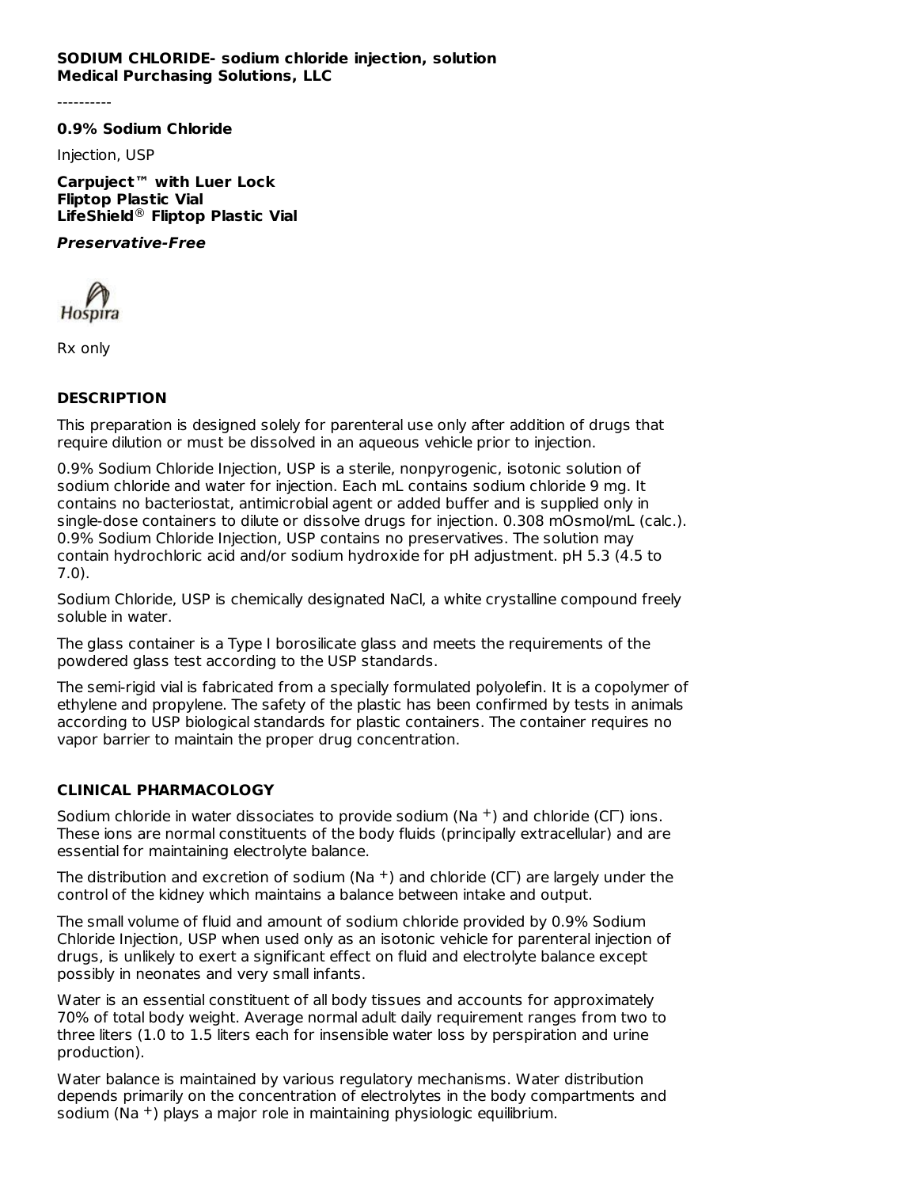**SODIUM CHLORIDE- sodium chloride injection, solution**
**Medical Purchasing Solutions, LLC**

----------

**0.9% Sodium Chloride**

Injection, USP

**Carpuject™ with Luer Lock**
**Fliptop Plastic Vial**
**LifeShield® Fliptop Plastic Vial**

***Preservative-Free***

Hospira

Rx only

## DESCRIPTION

This preparation is designed solely for parenteral use only after addition of drugs that require dilution or must be dissolved in an aqueous vehicle prior to injection.

0.9% Sodium Chloride Injection, USP is a sterile, nonpyrogenic, isotonic solution of sodium chloride and water for injection. Each mL contains sodium chloride 9 mg. It contains no bacteriostat, antimicrobial agent or added buffer and is supplied only in single-dose containers to dilute or dissolve drugs for injection. 0.308 mOsmol/mL (calc.). 0.9% Sodium Chloride Injection, USP contains no preservatives. The solution may contain hydrochloric acid and/or sodium hydroxide for pH adjustment. pH 5.3 (4.5 to 7.0).

Sodium Chloride, USP is chemically designated NaCl, a white crystalline compound freely soluble in water.

The glass container is a Type I borosilicate glass and meets the requirements of the powdered glass test according to the USP standards.

The semi-rigid vial is fabricated from a specially formulated polyolefin. It is a copolymer of ethylene and propylene. The safety of the plastic has been confirmed by tests in animals according to USP biological standards for plastic containers. The container requires no vapor barrier to maintain the proper drug concentration.

## CLINICAL PHARMACOLOGY

Sodium chloride in water dissociates to provide sodium ($Na^+$) and chloride ($Cl^-$) ions. These ions are normal constituents of the body fluids (principally extracellular) and are essential for maintaining electrolyte balance.

The distribution and excretion of sodium ($Na^+$) and chloride ($Cl^-$) are largely under the control of the kidney which maintains a balance between intake and output.

The small volume of fluid and amount of sodium chloride provided by 0.9% Sodium Chloride Injection, USP when used only as an isotonic vehicle for parenteral injection of drugs, is unlikely to exert a significant effect on fluid and electrolyte balance except possibly in neonates and very small infants.

Water is an essential constituent of all body tissues and accounts for approximately 70% of total body weight. Average normal adult daily requirement ranges from two to three liters (1.0 to 1.5 liters each for insensible water loss by perspiration and urine production).

Water balance is maintained by various regulatory mechanisms. Water distribution depends primarily on the concentration of electrolytes in the body compartments and sodium ($Na^+$) plays a major role in maintaining physiologic equilibrium.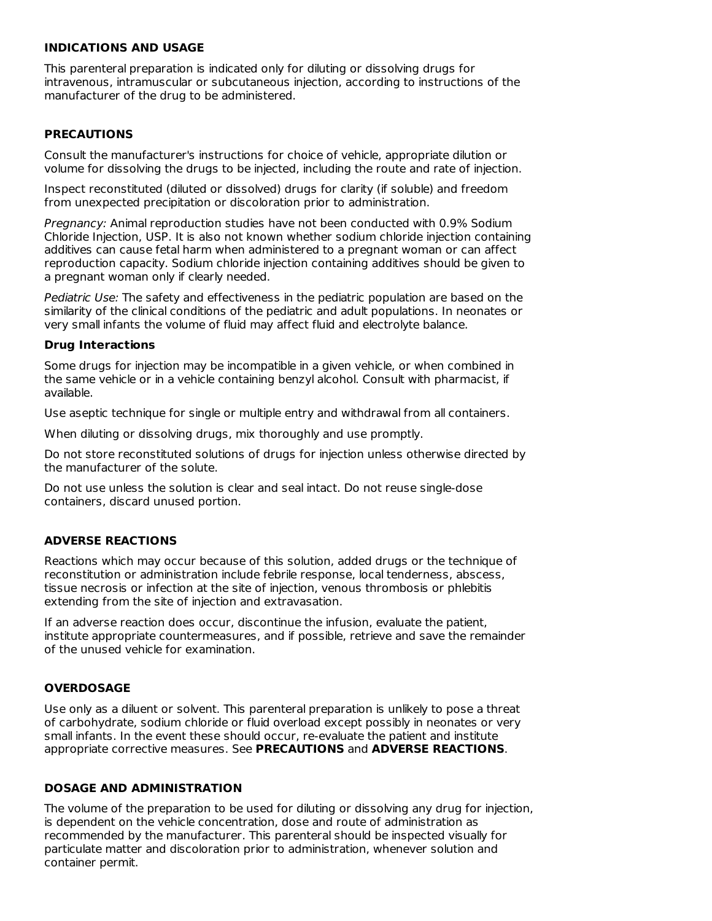## INDICATIONS AND USAGE

This parenteral preparation is indicated only for diluting or dissolving drugs for intravenous, intramuscular or subcutaneous injection, according to instructions of the manufacturer of the drug to be administered.

## PRECAUTIONS

Consult the manufacturer's instructions for choice of vehicle, appropriate dilution or volume for dissolving the drugs to be injected, including the route and rate of injection.

Inspect reconstituted (diluted or dissolved) drugs for clarity (if soluble) and freedom from unexpected precipitation or discoloration prior to administration.

*Pregnancy:* Animal reproduction studies have not been conducted with 0.9% Sodium Chloride Injection, USP. It is also not known whether sodium chloride injection containing additives can cause fetal harm when administered to a pregnant woman or can affect reproduction capacity. Sodium chloride injection containing additives should be given to a pregnant woman only if clearly needed.

*Pediatric Use:* The safety and effectiveness in the pediatric population are based on the similarity of the clinical conditions of the pediatric and adult populations. In neonates or very small infants the volume of fluid may affect fluid and electrolyte balance.

### Drug Interactions

Some drugs for injection may be incompatible in a given vehicle, or when combined in the same vehicle or in a vehicle containing benzyl alcohol. Consult with pharmacist, if available.

Use aseptic technique for single or multiple entry and withdrawal from all containers.

When diluting or dissolving drugs, mix thoroughly and use promptly.

Do not store reconstituted solutions of drugs for injection unless otherwise directed by the manufacturer of the solute.

Do not use unless the solution is clear and seal intact. Do not reuse single-dose containers, discard unused portion.

## ADVERSE REACTIONS

Reactions which may occur because of this solution, added drugs or the technique of reconstitution or administration include febrile response, local tenderness, abscess, tissue necrosis or infection at the site of injection, venous thrombosis or phlebitis extending from the site of injection and extravasation.

If an adverse reaction does occur, discontinue the infusion, evaluate the patient, institute appropriate countermeasures, and if possible, retrieve and save the remainder of the unused vehicle for examination.

## OVERDOSAGE

Use only as a diluent or solvent. This parenteral preparation is unlikely to pose a threat of carbohydrate, sodium chloride or fluid overload except possibly in neonates or very small infants. In the event these should occur, re-evaluate the patient and institute appropriate corrective measures. See **PRECAUTIONS** and **ADVERSE REACTIONS**.

## DOSAGE AND ADMINISTRATION

The volume of the preparation to be used for diluting or dissolving any drug for injection, is dependent on the vehicle concentration, dose and route of administration as recommended by the manufacturer. This parenteral should be inspected visually for particulate matter and discoloration prior to administration, whenever solution and container permit.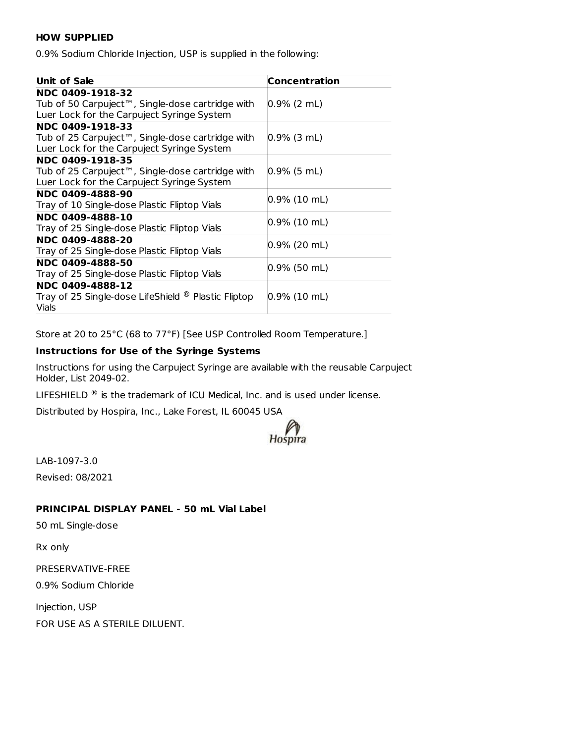**HOW SUPPLIED**

0.9% Sodium Chloride Injection, USP is supplied in the following:

| Unit of Sale | Concentration |
| --- | --- |
| **NDC 0409-1918-32** Tub of 50 Carpuject™, Single-dose cartridge with Luer Lock for the Carpuject Syringe System | 0.9% (2 mL) |
| **NDC 0409-1918-33** Tub of 25 Carpuject™, Single-dose cartridge with Luer Lock for the Carpuject Syringe System | 0.9% (3 mL) |
| **NDC 0409-1918-35** Tub of 25 Carpuject™, Single-dose cartridge with Luer Lock for the Carpuject Syringe System | 0.9% (5 mL) |
| **NDC 0409-4888-90** Tray of 10 Single-dose Plastic Fliptop Vials | 0.9% (10 mL) |
| **NDC 0409-4888-10** Tray of 25 Single-dose Plastic Fliptop Vials | 0.9% (10 mL) |
| **NDC 0409-4888-20** Tray of 25 Single-dose Plastic Fliptop Vials | 0.9% (20 mL) |
| **NDC 0409-4888-50** Tray of 25 Single-dose Plastic Fliptop Vials | 0.9% (50 mL) |
| **NDC 0409-4888-12** Tray of 25 Single-dose LifeShield ® Plastic Fliptop Vials | 0.9% (10 mL) |

Store at 20 to 25°C (68 to 77°F) [See USP Controlled Room Temperature.]

**Instructions for Use of the Syringe Systems**

Instructions for using the Carpuject Syringe are available with the reusable Carpuject Holder, List 2049-02.

LIFESHIELD ® is the trademark of ICU Medical, Inc. and is used under license.

Distributed by Hospira, Inc., Lake Forest, IL 60045 USA

Hospira

LAB-1097-3.0

Revised: 08/2021

**PRINCIPAL DISPLAY PANEL - 50 mL Vial Label**

50 mL Single-dose

Rx only

PRESERVATIVE-FREE

0.9% Sodium Chloride

Injection, USP

FOR USE AS A STERILE DILUENT.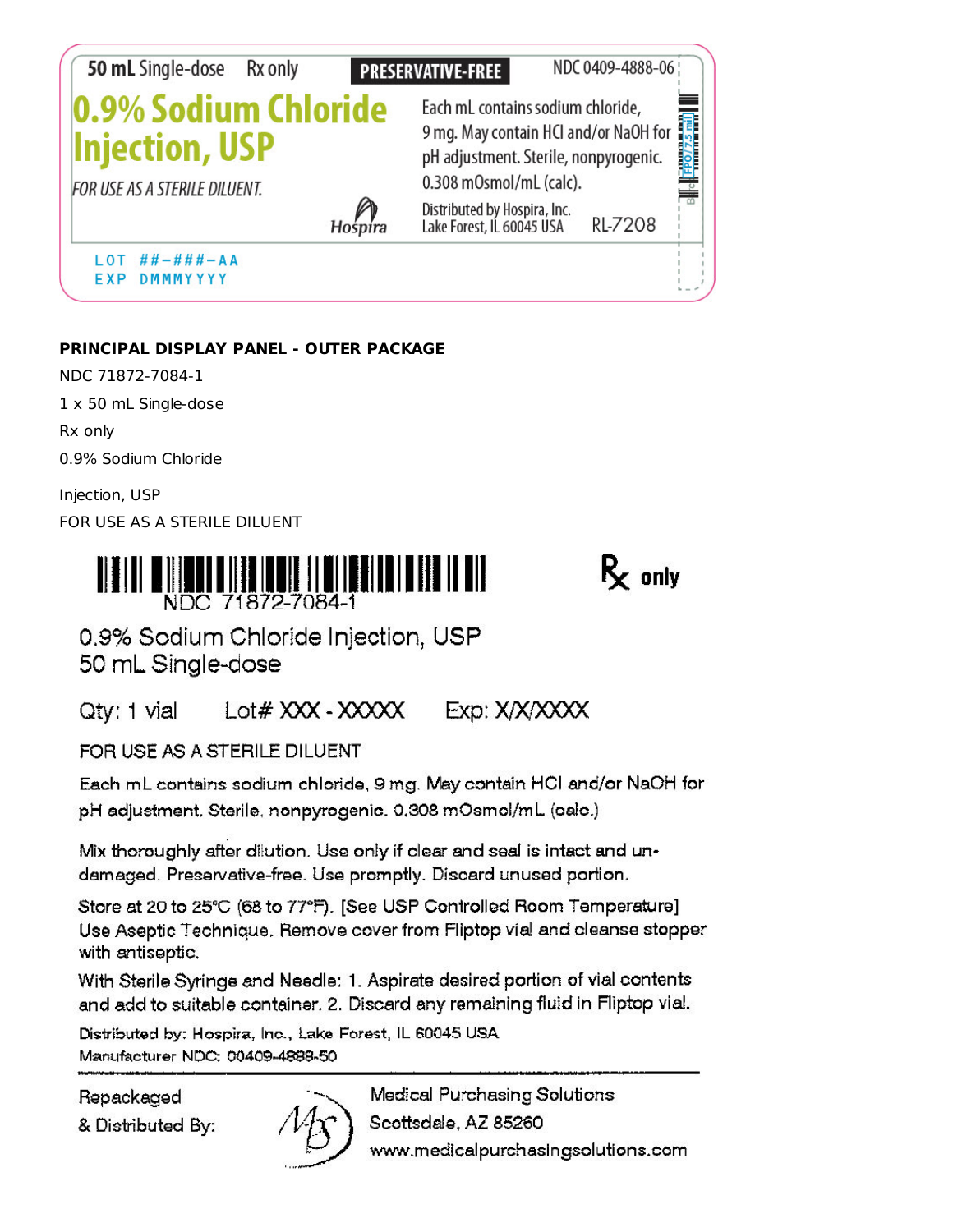50 mL Single-dose Rx only **PRESERVATIVE-FREE** NDC 0409-4888-06

**0.9% Sodium Chloride Injection, USP**

*FOR USE AS A STERILE DILUENT.*

Each mL contains sodium chloride, 9 mg. May contain HCl and/or NaOH for pH adjustment. Sterile, nonpyrogenic. 0.308 mOsmol/mL (calc).

Distributed by Hospira, Inc. Lake Forest, IL 60045 USA RL-7208

Hospira

LOT ##-###-AA
EXP DMMMYYYY

**PRINCIPAL DISPLAY PANEL - OUTER PACKAGE**

NDC 71872-7084-1

1 x 50 mL Single-dose

Rx only

0.9% Sodium Chloride

Injection, USP

FOR USE AS A STERILE DILUENT

NDC 71872-7084-1

Rx only

0.9% Sodium Chloride Injection, USP
50 mL Single-dose

Qty: 1 vial Lot# XXX - XXXXX Exp: X/X/XXXX

FOR USE AS A STERILE DILUENT

Each mL contains sodium chloride, 9 mg. May contain HCl and/or NaOH for pH adjustment. Sterile, nonpyrogenic. 0.308 mOsmol/mL (calc.)

Mix thoroughly after dilution. Use only if clear and seal is intact and undamaged. Preservative-free. Use promptly. Discard unused portion.

Store at 20 to 25°C (68 to 77°F). [See USP Controlled Room Temperature] Use Aseptic Technique. Remove cover from Fliptop vial and cleanse stopper with antiseptic.

With Sterile Syringe and Needle: 1. Aspirate desired portion of vial contents and add to suitable container. 2. Discard any remaining fluid in Fliptop vial.

Distributed by: Hospira, Inc., Lake Forest, IL 60045 USA
Manufacturer NDC: 00409-4888-50

Repackaged & Distributed By:

Medical Purchasing Solutions
Scottsdale, AZ 85260
www.medicalpurchasingsolutions.com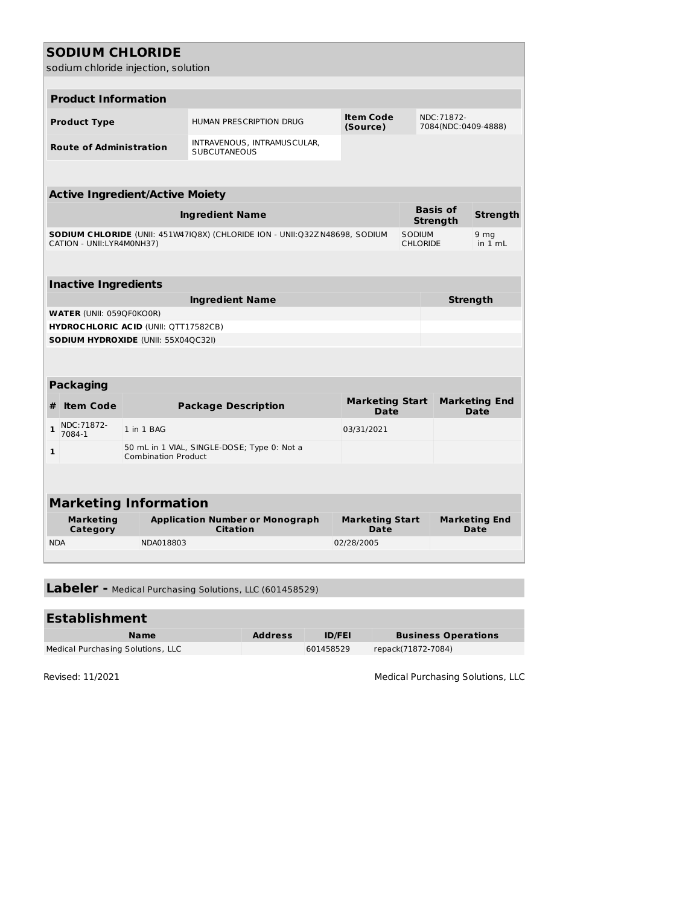# SODIUM CHLORIDE

sodium chloride injection, solution

## Product Information

| | | | |
|---|---|---|---|
| **Product Type** | HUMAN PRESCRIPTION DRUG | **Item Code (Source)** | NDC:71872-7084(NDC:0409-4888) |
| **Route of Administration** | INTRAVENOUS, INTRAMUSCULAR, SUBCUTANEOUS | | |

## Active Ingredient/Active Moiety

| Ingredient Name | Basis of Strength | Strength |
|---|---|---|
| **SODIUM CHLORIDE** (UNII: 451W47IQ8X) (CHLORIDE ION - UNII:Q32ZN48698, SODIUM CATION - UNII:LYR4M0NH37) | SODIUM CHLORIDE | 9 mg in 1 mL |

## Inactive Ingredients

| Ingredient Name | Strength |
|---|---|
| **WATER** (UNII: 059QF0KO0R) | |
| **HYDROCHLORIC ACID** (UNII: QTT17582CB) | |
| **SODIUM HYDROXIDE** (UNII: 55X04QC32I) | |

## Packaging

| # | Item Code | Package Description | Marketing Start Date | Marketing End Date |
|---|---|---|---|---|
| 1 | NDC:71872-7084-1 | 1 in 1 BAG | 03/31/2021 | |
| 1 | | 50 mL in 1 VIAL, SINGLE-DOSE; Type 0: Not a Combination Product | | |

## Marketing Information

| Marketing Category | Application Number or Monograph Citation | Marketing Start Date | Marketing End Date |
|---|---|---|---|
| NDA | NDA018803 | 02/28/2005 | |

## Labeler - Medical Purchasing Solutions, LLC (601458529)

## Establishment

| Name | Address | ID/FEI | Business Operations |
|---|---|---|---|
| Medical Purchasing Solutions, LLC | | 601458529 | repack(71872-7084) |

Revised: 11/2021

Medical Purchasing Solutions, LLC